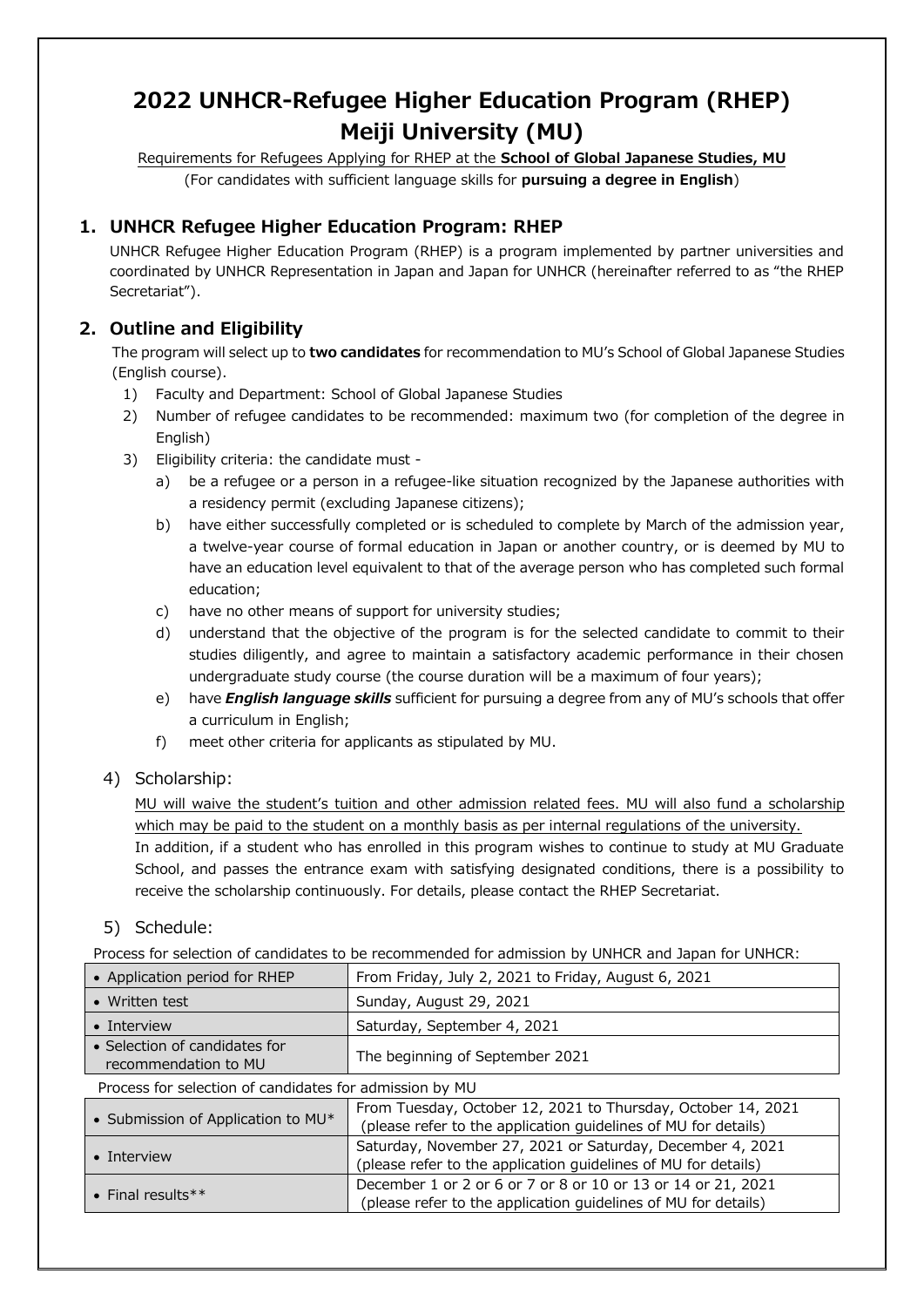# 2022 UNHCR-Refugee Higher Education Program (RHEP) Meiji University (MU)

Requirements for Refugees Applying for RHEP at the **School of Global Japanese Studies, MU**

(For candidates with sufficient language skills for **pursuing a degree in English**)

## 1. UNHCR Refugee Higher Education Program: RHEP

UNHCR Refugee Higher Education Program (RHEP) is a program implemented by partner universities and coordinated by UNHCR Representation in Japan and Japan for UNHCR (hereinafter referred to as "the RHEP Secretariat").

## 2. Outline and Eligibility

The program will select up to **two candidates** for recommendation to MU's School of Global Japanese Studies (English course).

1) Faculty and Department: School of Global Japanese Studies
2) Number of refugee candidates to be recommended: maximum two (for completion of the degree in English)
3) Eligibility criteria: the candidate must -
   a) be a refugee or a person in a refugee-like situation recognized by the Japanese authorities with a residency permit (excluding Japanese citizens);
   b) have either successfully completed or is scheduled to complete by March of the admission year, a twelve-year course of formal education in Japan or another country, or is deemed by MU to have an education level equivalent to that of the average person who has completed such formal education;
   c) have no other means of support for university studies;
   d) understand that the objective of the program is for the selected candidate to commit to their studies diligently, and agree to maintain a satisfactory academic performance in their chosen undergraduate study course (the course duration will be a maximum of four years);
   e) have ***English language skills*** sufficient for pursuing a degree from any of MU's schools that offer a curriculum in English;
   f) meet other criteria for applicants as stipulated by MU.

4) Scholarship:

MU will waive the student's tuition and other admission related fees. MU will also fund a scholarship which may be paid to the student on a monthly basis as per internal regulations of the university.
In addition, if a student who has enrolled in this program wishes to continue to study at MU Graduate School, and passes the entrance exam with satisfying designated conditions, there is a possibility to receive the scholarship continuously. For details, please contact the RHEP Secretariat.

5) Schedule:

Process for selection of candidates to be recommended for admission by UNHCR and Japan for UNHCR:

| | |
|---|---|
| • Application period for RHEP | From Friday, July 2, 2021 to Friday, August 6, 2021 |
| • Written test | Sunday, August 29, 2021 |
| • Interview | Saturday, September 4, 2021 |
| • Selection of candidates for recommendation to MU | The beginning of September 2021 |

Process for selection of candidates for admission by MU

| | |
|---|---|
| • Submission of Application to MU* | From Tuesday, October 12, 2021 to Thursday, October 14, 2021 (please refer to the application guidelines of MU for details) |
| • Interview | Saturday, November 27, 2021 or Saturday, December 4, 2021 (please refer to the application guidelines of MU for details) |
| • Final results** | December 1 or 2 or 6 or 7 or 8 or 10 or 13 or 14 or 21, 2021 (please refer to the application guidelines of MU for details) |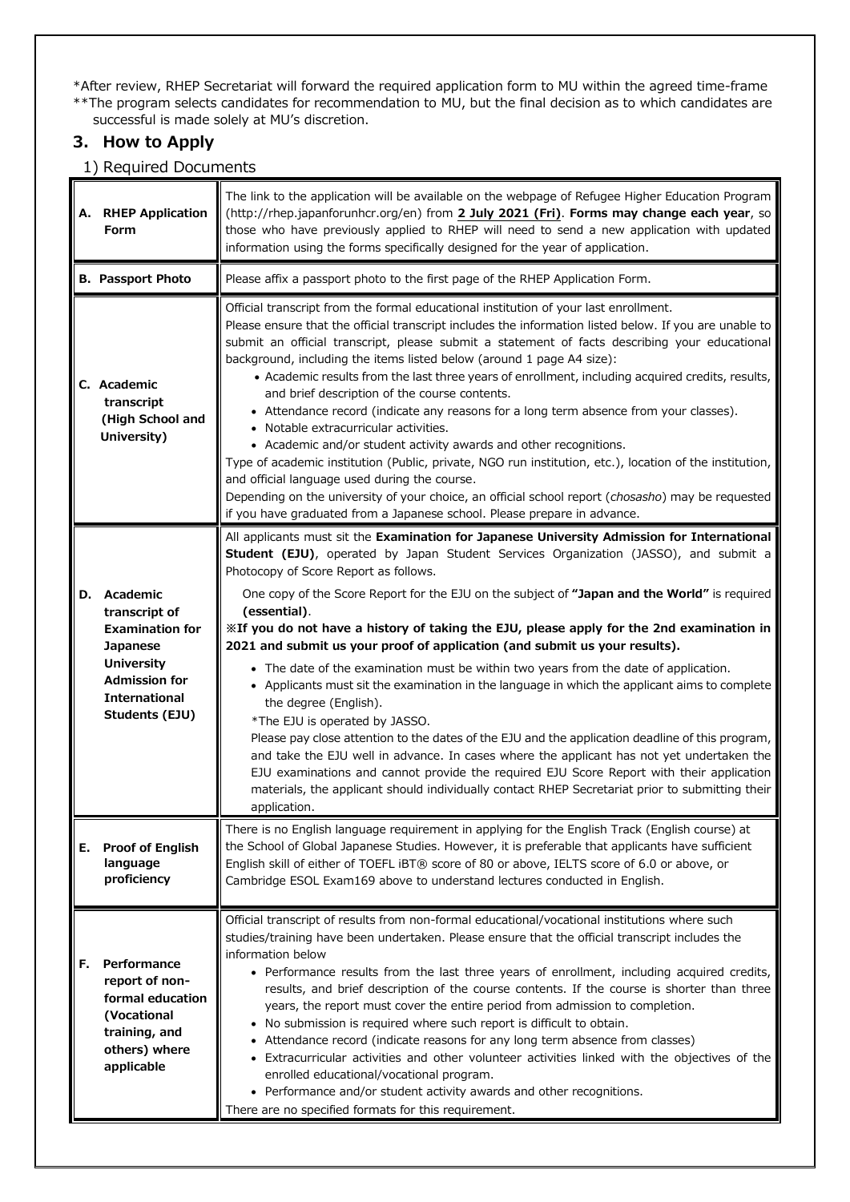*After review, RHEP Secretariat will forward the required application form to MU within the agreed time-frame
**The program selects candidates for recommendation to MU, but the final decision as to which candidates are successful is made solely at MU's discretion.

## 3. How to Apply

### 1) Required Documents

| | |
|---|---|
| **A. RHEP Application Form** | The link to the application will be available on the webpage of Refugee Higher Education Program (http://rhep.japanforunhcr.org/en) from **2 July 2021 (Fri)**. **Forms may change each year**, so those who have previously applied to RHEP will need to send a new application with updated information using the forms specifically designed for the year of application. |
| **B. Passport Photo** | Please affix a passport photo to the first page of the RHEP Application Form. |
| **C. Academic transcript (High School and University)** | Official transcript from the formal educational institution of your last enrollment.<br>Please ensure that the official transcript includes the information listed below. If you are unable to submit an official transcript, please submit a statement of facts describing your educational background, including the items listed below (around 1 page A4 size):<br>• Academic results from the last three years of enrollment, including acquired credits, results, and brief description of the course contents.<br>• Attendance record (indicate any reasons for a long term absence from your classes).<br>• Notable extracurricular activities.<br>• Academic and/or student activity awards and other recognitions.<br>Type of academic institution (Public, private, NGO run institution, etc.), location of the institution, and official language used during the course.<br>Depending on the university of your choice, an official school report (*chosasho*) may be requested if you have graduated from a Japanese school. Please prepare in advance. |
| **D. Academic transcript of Examination for Japanese University Admission for International Students (EJU)** | All applicants must sit the **Examination for Japanese University Admission for International Student (EJU)**, operated by Japan Student Services Organization (JASSO), and submit a Photocopy of Score Report as follows.<br>One copy of the Score Report for the EJU on the subject of **"Japan and the World"** is required **(essential)**.<br>**※If you do not have a history of taking the EJU, please apply for the 2nd examination in 2021 and submit us your proof of application (and submit us your results).**<br>• The date of the examination must be within two years from the date of application.<br>• Applicants must sit the examination in the language in which the applicant aims to complete the degree (English).<br>*The EJU is operated by JASSO.<br>Please pay close attention to the dates of the EJU and the application deadline of this program, and take the EJU well in advance. In cases where the applicant has not yet undertaken the EJU examinations and cannot provide the required EJU Score Report with their application materials, the applicant should individually contact RHEP Secretariat prior to submitting their application. |
| **E. Proof of English language proficiency** | There is no English language requirement in applying for the English Track (English course) at the School of Global Japanese Studies. However, it is preferable that applicants have sufficient English skill of either of TOEFL iBT® score of 80 or above, IELTS score of 6.0 or above, or Cambridge ESOL Exam169 above to understand lectures conducted in English. |
| **F. Performance report of non-formal education (Vocational training, and others) where applicable** | Official transcript of results from non-formal educational/vocational institutions where such studies/training have been undertaken. Please ensure that the official transcript includes the information below<br>• Performance results from the last three years of enrollment, including acquired credits, results, and brief description of the course contents. If the course is shorter than three years, the report must cover the entire period from admission to completion.<br>• No submission is required where such report is difficult to obtain.<br>• Attendance record (indicate reasons for any long term absence from classes)<br>• Extracurricular activities and other volunteer activities linked with the objectives of the enrolled educational/vocational program.<br>• Performance and/or student activity awards and other recognitions.<br>There are no specified formats for this requirement. |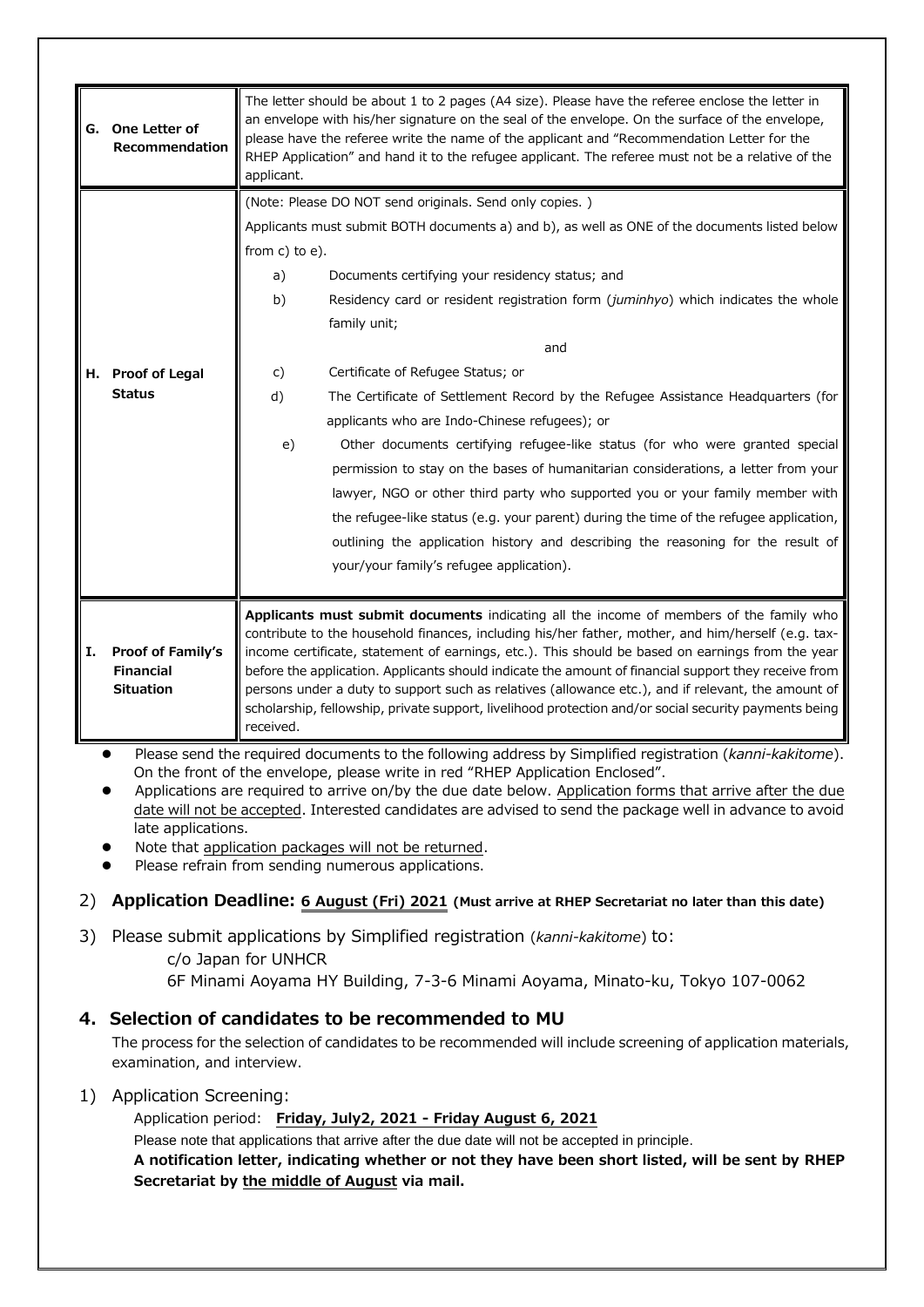| | |
|---|---|
| **G. One Letter of Recommendation** | The letter should be about 1 to 2 pages (A4 size). Please have the referee enclose the letter in an envelope with his/her signature on the seal of the envelope. On the surface of the envelope, please have the referee write the name of the applicant and "Recommendation Letter for the RHEP Application" and hand it to the refugee applicant. The referee must not be a relative of the applicant. |
| **H. Proof of Legal Status** | (Note: Please DO NOT send originals. Send only copies. )<br>Applicants must submit BOTH documents a) and b), as well as ONE of the documents listed below from c) to e).<br>a) Documents certifying your residency status; and<br>b) Residency card or resident registration form (*juminhyo*) which indicates the whole family unit;<br>and<br>c) Certificate of Refugee Status; or<br>d) The Certificate of Settlement Record by the Refugee Assistance Headquarters (for applicants who are Indo-Chinese refugees); or<br>e) Other documents certifying refugee-like status (for who were granted special permission to stay on the bases of humanitarian considerations, a letter from your lawyer, NGO or other third party who supported you or your family member with the refugee-like status (e.g. your parent) during the time of the refugee application, outlining the application history and describing the reasoning for the result of your/your family's refugee application). |
| **I. Proof of Family's Financial Situation** | **Applicants must submit documents** indicating all the income of members of the family who contribute to the household finances, including his/her father, mother, and him/herself (e.g. tax-income certificate, statement of earnings, etc.). This should be based on earnings from the year before the application. Applicants should indicate the amount of financial support they receive from persons under a duty to support such as relatives (allowance etc.), and if relevant, the amount of scholarship, fellowship, private support, livelihood protection and/or social security payments being received. |

- Please send the required documents to the following address by Simplified registration (*kanni-kakitome*). On the front of the envelope, please write in red "RHEP Application Enclosed".
- Applications are required to arrive on/by the due date below. Application forms that arrive after the due date will not be accepted. Interested candidates are advised to send the package well in advance to avoid late applications.
- Note that application packages will not be returned.
- Please refrain from sending numerous applications.

2) **Application Deadline: 6 August (Fri) 2021 (Must arrive at RHEP Secretariat no later than this date)**

3) Please submit applications by Simplified registration (*kanni-kakitome*) to:

c/o Japan for UNHCR
6F Minami Aoyama HY Building, 7-3-6 Minami Aoyama, Minato-ku, Tokyo 107-0062

## 4. Selection of candidates to be recommended to MU

The process for the selection of candidates to be recommended will include screening of application materials, examination, and interview.

1) Application Screening:

Application period: **Friday, July2, 2021 - Friday August 6, 2021**

Please note that applications that arrive after the due date will not be accepted in principle.

**A notification letter, indicating whether or not they have been short listed, will be sent by RHEP Secretariat by the middle of August via mail.**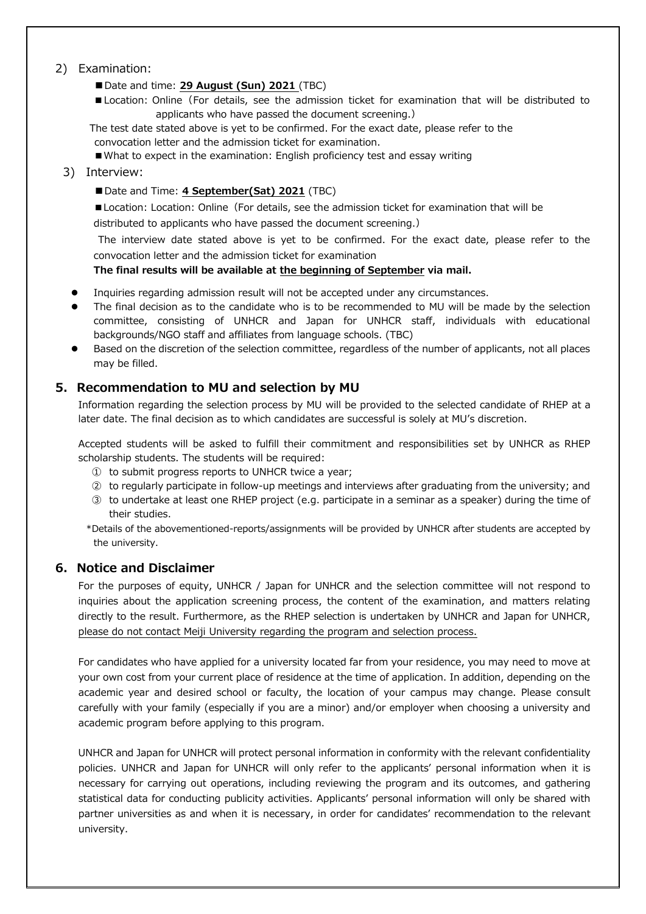2) Examination:

- Date and time: **29 August (Sun) 2021** (TBC)
- Location: Online（For details, see the admission ticket for examination that will be distributed to applicants who have passed the document screening.）

The test date stated above is yet to be confirmed. For the exact date, please refer to the convocation letter and the admission ticket for examination.

- What to expect in the examination: English proficiency test and essay writing

3) Interview:

- Date and Time: **4 September(Sat) 2021** (TBC)
- Location: Location: Online（For details, see the admission ticket for examination that will be distributed to applicants who have passed the document screening.）

The interview date stated above is yet to be confirmed. For the exact date, please refer to the convocation letter and the admission ticket for examination

**The final results will be available at the beginning of September via mail.**

- Inquiries regarding admission result will not be accepted under any circumstances.
- The final decision as to the candidate who is to be recommended to MU will be made by the selection committee, consisting of UNHCR and Japan for UNHCR staff, individuals with educational backgrounds/NGO staff and affiliates from language schools. (TBC)
- Based on the discretion of the selection committee, regardless of the number of applicants, not all places may be filled.

## 5. Recommendation to MU and selection by MU

Information regarding the selection process by MU will be provided to the selected candidate of RHEP at a later date. The final decision as to which candidates are successful is solely at MU's discretion.

Accepted students will be asked to fulfill their commitment and responsibilities set by UNHCR as RHEP scholarship students. The students will be required:

① to submit progress reports to UNHCR twice a year;
② to regularly participate in follow-up meetings and interviews after graduating from the university; and
③ to undertake at least one RHEP project (e.g. participate in a seminar as a speaker) during the time of their studies.

*Details of the abovementioned-reports/assignments will be provided by UNHCR after students are accepted by the university.

## 6. Notice and Disclaimer

For the purposes of equity, UNHCR / Japan for UNHCR and the selection committee will not respond to inquiries about the application screening process, the content of the examination, and matters relating directly to the result. Furthermore, as the RHEP selection is undertaken by UNHCR and Japan for UNHCR, please do not contact Meiji University regarding the program and selection process.

For candidates who have applied for a university located far from your residence, you may need to move at your own cost from your current place of residence at the time of application. In addition, depending on the academic year and desired school or faculty, the location of your campus may change. Please consult carefully with your family (especially if you are a minor) and/or employer when choosing a university and academic program before applying to this program.

UNHCR and Japan for UNHCR will protect personal information in conformity with the relevant confidentiality policies. UNHCR and Japan for UNHCR will only refer to the applicants' personal information when it is necessary for carrying out operations, including reviewing the program and its outcomes, and gathering statistical data for conducting publicity activities. Applicants' personal information will only be shared with partner universities as and when it is necessary, in order for candidates' recommendation to the relevant university.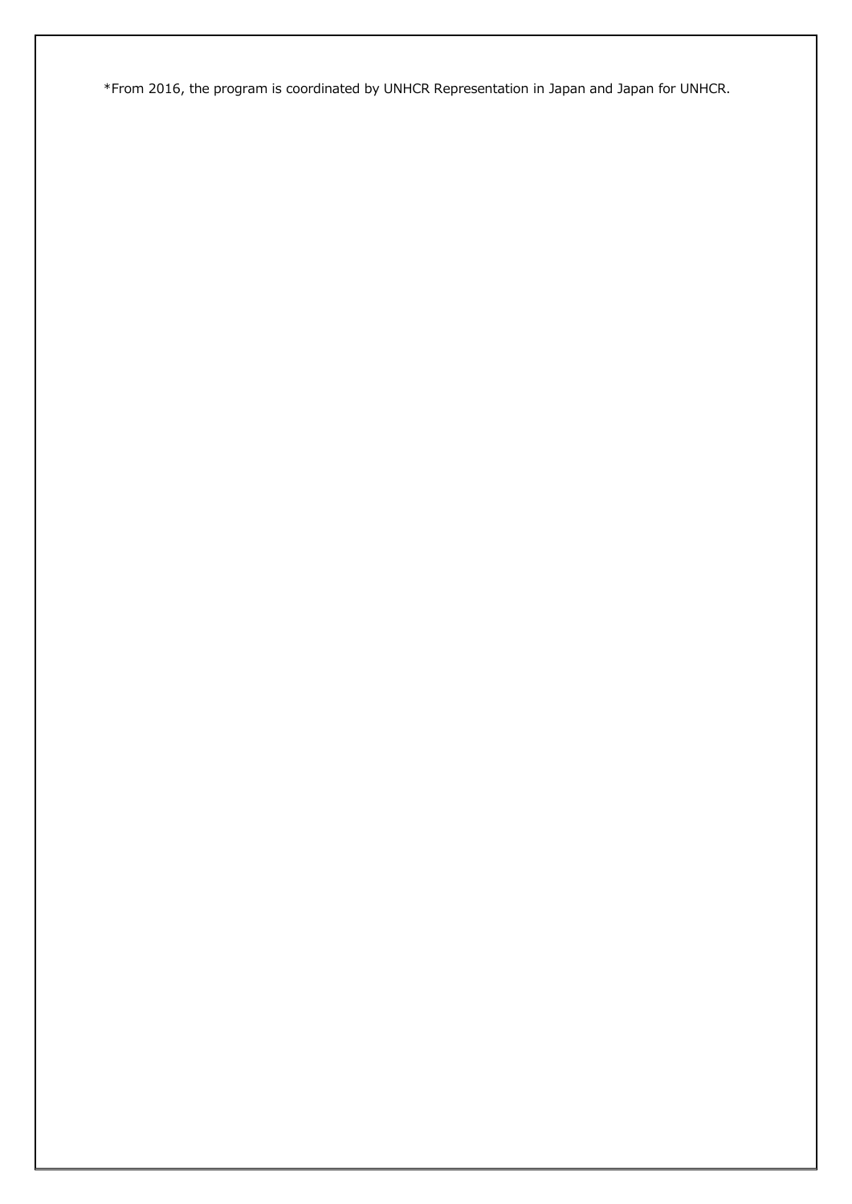*From 2016, the program is coordinated by UNHCR Representation in Japan and Japan for UNHCR.